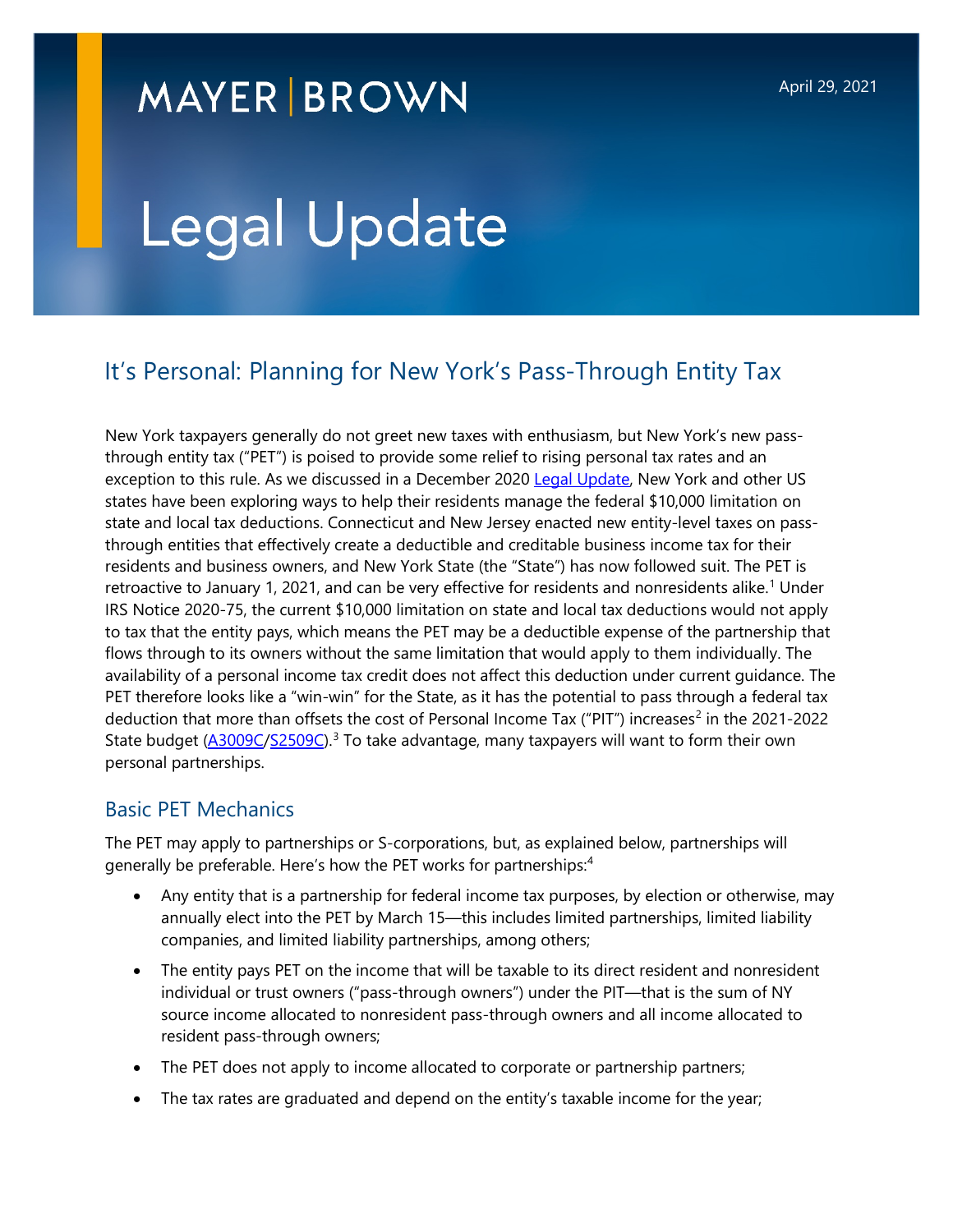MAYER | BROWN

April 29, 2021

# Legal Update

## It's Personal: Planning for New York's Pass-Through Entity Tax

New York taxpayers generally do not greet new taxes with enthusiasm, but New York's new pass-through entity tax ("PET") is poised to provide some relief to rising personal tax rates and an exception to this rule. As we discussed in a December 2020 Legal Update, New York and other US states have been exploring ways to help their residents manage the federal $10,000 limitation on state and local tax deductions. Connecticut and New Jersey enacted new entity-level taxes on pass-through entities that effectively create a deductible and creditable business income tax for their residents and business owners, and New York State (the "State") has now followed suit. The PET is retroactive to January 1, 2021, and can be very effective for residents and nonresidents alike.[1] Under IRS Notice 2020-75, the current $10,000 limitation on state and local tax deductions would not apply to tax that the entity pays, which means the PET may be a deductible expense of the partnership that flows through to its owners without the same limitation that would apply to them individually. The availability of a personal income tax credit does not affect this deduction under current guidance. The PET therefore looks like a "win-win" for the State, as it has the potential to pass through a federal tax deduction that more than offsets the cost of Personal Income Tax ("PIT") increases[2] in the 2021-2022 State budget (A3009C/S2509C).[3] To take advantage, many taxpayers will want to form their own personal partnerships.

### Basic PET Mechanics

The PET may apply to partnerships or S-corporations, but, as explained below, partnerships will generally be preferable. Here's how the PET works for partnerships:[4]

- Any entity that is a partnership for federal income tax purposes, by election or otherwise, may annually elect into the PET by March 15—this includes limited partnerships, limited liability companies, and limited liability partnerships, among others;
- The entity pays PET on the income that will be taxable to its direct resident and nonresident individual or trust owners ("pass-through owners") under the PIT—that is the sum of NY source income allocated to nonresident pass-through owners and all income allocated to resident pass-through owners;
- The PET does not apply to income allocated to corporate or partnership partners;
- The tax rates are graduated and depend on the entity's taxable income for the year;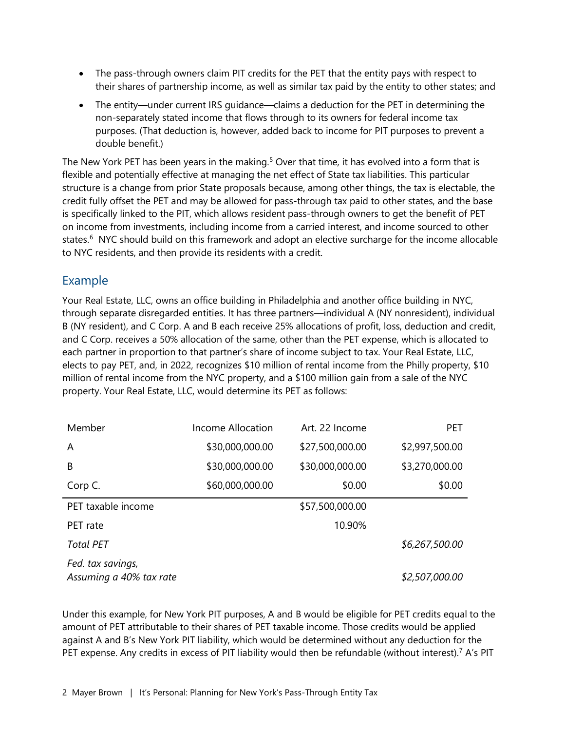- The pass-through owners claim PIT credits for the PET that the entity pays with respect to their shares of partnership income, as well as similar tax paid by the entity to other states; and
- The entity—under current IRS guidance—claims a deduction for the PET in determining the non-separately stated income that flows through to its owners for federal income tax purposes. (That deduction is, however, added back to income for PIT purposes to prevent a double benefit.)

The New York PET has been years in the making.[5] Over that time, it has evolved into a form that is flexible and potentially effective at managing the net effect of State tax liabilities. This particular structure is a change from prior State proposals because, among other things, the tax is electable, the credit fully offset the PET and may be allowed for pass-through tax paid to other states, and the base is specifically linked to the PIT, which allows resident pass-through owners to get the benefit of PET on income from investments, including income from a carried interest, and income sourced to other states.[6] NYC should build on this framework and adopt an elective surcharge for the income allocable to NYC residents, and then provide its residents with a credit.

## Example

Your Real Estate, LLC, owns an office building in Philadelphia and another office building in NYC, through separate disregarded entities. It has three partners—individual A (NY nonresident), individual B (NY resident), and C Corp. A and B each receive 25% allocations of profit, loss, deduction and credit, and C Corp. receives a 50% allocation of the same, other than the PET expense, which is allocated to each partner in proportion to that partner's share of income subject to tax. Your Real Estate, LLC, elects to pay PET, and, in 2022, recognizes $10 million of rental income from the Philly property, $10 million of rental income from the NYC property, and a $100 million gain from a sale of the NYC property. Your Real Estate, LLC, would determine its PET as follows:

| Member | Income Allocation | Art. 22 Income | PET |
|---|---|---|---|
| A | $30,000,000.00 | $27,500,000.00 | $2,997,500.00 |
| B | $30,000,000.00 | $30,000,000.00 | $3,270,000.00 |
| Corp C. | $60,000,000.00 | $0.00 | $0.00 |
| PET taxable income | | $57,500,000.00 | |
| PET rate | | 10.90% | |
| *Total PET* | | | *$6,267,500.00* |
| *Fed. tax savings, Assuming a 40% tax rate* | | | *$2,507,000.00* |

Under this example, for New York PIT purposes, A and B would be eligible for PET credits equal to the amount of PET attributable to their shares of PET taxable income. Those credits would be applied against A and B's New York PIT liability, which would be determined without any deduction for the PET expense. Any credits in excess of PIT liability would then be refundable (without interest).[7] A's PIT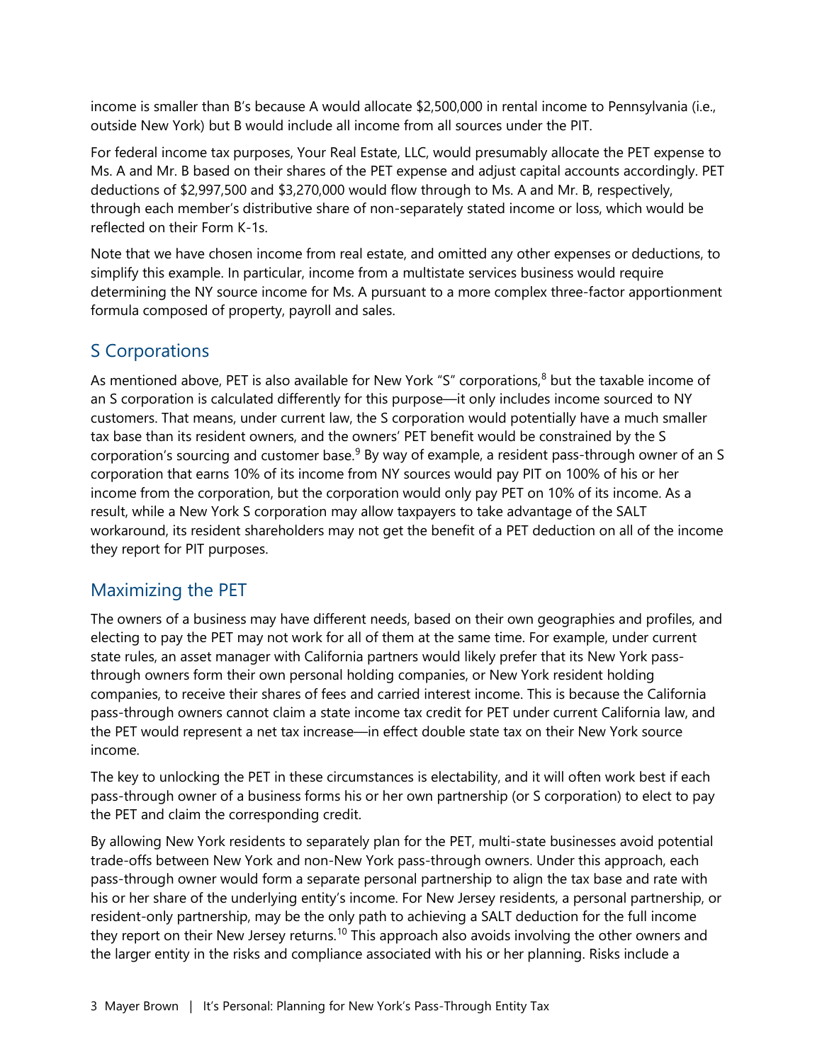income is smaller than B's because A would allocate $2,500,000 in rental income to Pennsylvania (i.e., outside New York) but B would include all income from all sources under the PIT.

For federal income tax purposes, Your Real Estate, LLC, would presumably allocate the PET expense to Ms. A and Mr. B based on their shares of the PET expense and adjust capital accounts accordingly. PET deductions of $2,997,500 and $3,270,000 would flow through to Ms. A and Mr. B, respectively, through each member's distributive share of non-separately stated income or loss, which would be reflected on their Form K-1s.

Note that we have chosen income from real estate, and omitted any other expenses or deductions, to simplify this example. In particular, income from a multistate services business would require determining the NY source income for Ms. A pursuant to a more complex three-factor apportionment formula composed of property, payroll and sales.

## S Corporations

As mentioned above, PET is also available for New York "S" corporations,[8] but the taxable income of an S corporation is calculated differently for this purpose—it only includes income sourced to NY customers. That means, under current law, the S corporation would potentially have a much smaller tax base than its resident owners, and the owners' PET benefit would be constrained by the S corporation's sourcing and customer base.[9] By way of example, a resident pass-through owner of an S corporation that earns 10% of its income from NY sources would pay PIT on 100% of his or her income from the corporation, but the corporation would only pay PET on 10% of its income. As a result, while a New York S corporation may allow taxpayers to take advantage of the SALT workaround, its resident shareholders may not get the benefit of a PET deduction on all of the income they report for PIT purposes.

## Maximizing the PET

The owners of a business may have different needs, based on their own geographies and profiles, and electing to pay the PET may not work for all of them at the same time. For example, under current state rules, an asset manager with California partners would likely prefer that its New York pass-through owners form their own personal holding companies, or New York resident holding companies, to receive their shares of fees and carried interest income. This is because the California pass-through owners cannot claim a state income tax credit for PET under current California law, and the PET would represent a net tax increase—in effect double state tax on their New York source income.

The key to unlocking the PET in these circumstances is electability, and it will often work best if each pass-through owner of a business forms his or her own partnership (or S corporation) to elect to pay the PET and claim the corresponding credit.

By allowing New York residents to separately plan for the PET, multi-state businesses avoid potential trade-offs between New York and non-New York pass-through owners. Under this approach, each pass-through owner would form a separate personal partnership to align the tax base and rate with his or her share of the underlying entity's income. For New Jersey residents, a personal partnership, or resident-only partnership, may be the only path to achieving a SALT deduction for the full income they report on their New Jersey returns.[10] This approach also avoids involving the other owners and the larger entity in the risks and compliance associated with his or her planning. Risks include a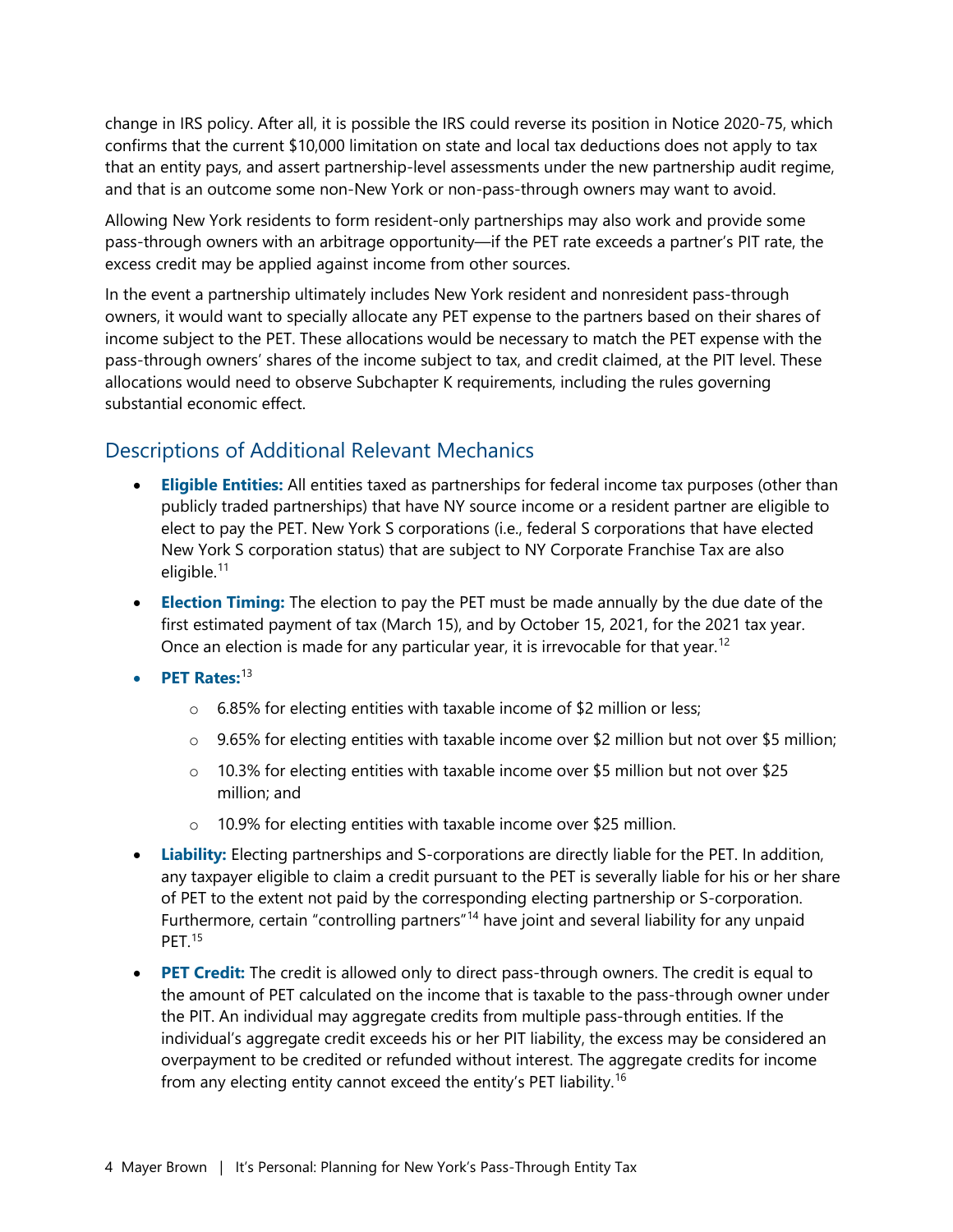change in IRS policy. After all, it is possible the IRS could reverse its position in Notice 2020-75, which confirms that the current $10,000 limitation on state and local tax deductions does not apply to tax that an entity pays, and assert partnership-level assessments under the new partnership audit regime, and that is an outcome some non-New York or non-pass-through owners may want to avoid.

Allowing New York residents to form resident-only partnerships may also work and provide some pass-through owners with an arbitrage opportunity—if the PET rate exceeds a partner's PIT rate, the excess credit may be applied against income from other sources.

In the event a partnership ultimately includes New York resident and nonresident pass-through owners, it would want to specially allocate any PET expense to the partners based on their shares of income subject to the PET. These allocations would be necessary to match the PET expense with the pass-through owners' shares of the income subject to tax, and credit claimed, at the PIT level. These allocations would need to observe Subchapter K requirements, including the rules governing substantial economic effect.

## Descriptions of Additional Relevant Mechanics

- **Eligible Entities:** All entities taxed as partnerships for federal income tax purposes (other than publicly traded partnerships) that have NY source income or a resident partner are eligible to elect to pay the PET. New York S corporations (i.e., federal S corporations that have elected New York S corporation status) that are subject to NY Corporate Franchise Tax are also eligible.[11]
- **Election Timing:** The election to pay the PET must be made annually by the due date of the first estimated payment of tax (March 15), and by October 15, 2021, for the 2021 tax year. Once an election is made for any particular year, it is irrevocable for that year.[12]
- **PET Rates:**[13]
  - 6.85% for electing entities with taxable income of $2 million or less;
  - 9.65% for electing entities with taxable income over $2 million but not over $5 million;
  - 10.3% for electing entities with taxable income over $5 million but not over $25 million; and
  - 10.9% for electing entities with taxable income over $25 million.
- **Liability:** Electing partnerships and S-corporations are directly liable for the PET. In addition, any taxpayer eligible to claim a credit pursuant to the PET is severally liable for his or her share of PET to the extent not paid by the corresponding electing partnership or S-corporation. Furthermore, certain "controlling partners"[14] have joint and several liability for any unpaid PET.[15]
- **PET Credit:** The credit is allowed only to direct pass-through owners. The credit is equal to the amount of PET calculated on the income that is taxable to the pass-through owner under the PIT. An individual may aggregate credits from multiple pass-through entities. If the individual's aggregate credit exceeds his or her PIT liability, the excess may be considered an overpayment to be credited or refunded without interest. The aggregate credits for income from any electing entity cannot exceed the entity's PET liability.[16]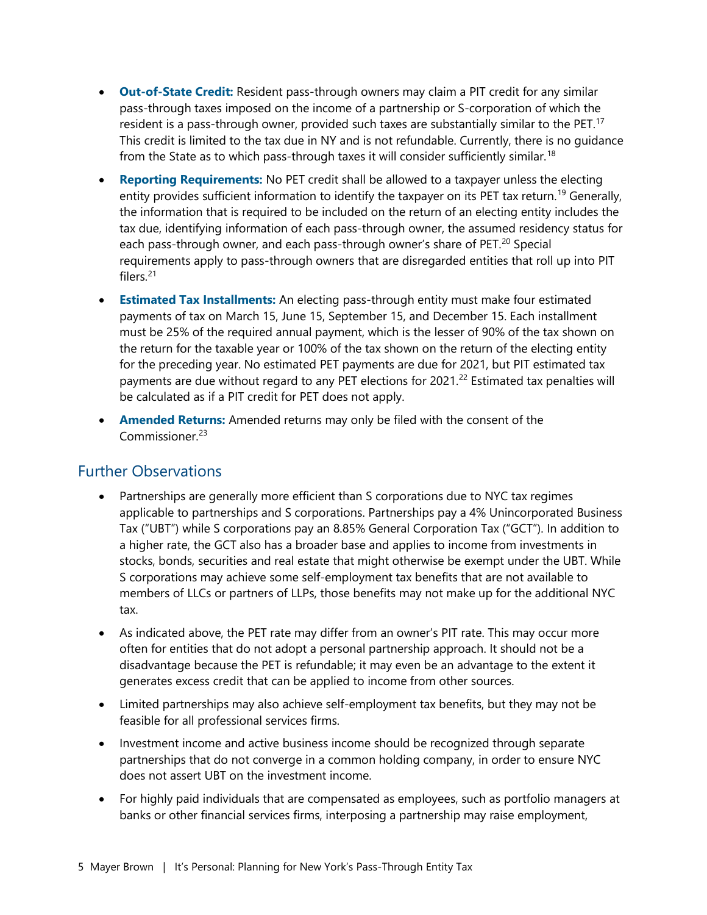- **Out-of-State Credit:** Resident pass-through owners may claim a PIT credit for any similar pass-through taxes imposed on the income of a partnership or S-corporation of which the resident is a pass-through owner, provided such taxes are substantially similar to the PET.[17] This credit is limited to the tax due in NY and is not refundable. Currently, there is no guidance from the State as to which pass-through taxes it will consider sufficiently similar.[18]

- **Reporting Requirements:** No PET credit shall be allowed to a taxpayer unless the electing entity provides sufficient information to identify the taxpayer on its PET tax return.[19] Generally, the information that is required to be included on the return of an electing entity includes the tax due, identifying information of each pass-through owner, the assumed residency status for each pass-through owner, and each pass-through owner's share of PET.[20] Special requirements apply to pass-through owners that are disregarded entities that roll up into PIT filers.[21]

- **Estimated Tax Installments:** An electing pass-through entity must make four estimated payments of tax on March 15, June 15, September 15, and December 15. Each installment must be 25% of the required annual payment, which is the lesser of 90% of the tax shown on the return for the taxable year or 100% of the tax shown on the return of the electing entity for the preceding year. No estimated PET payments are due for 2021, but PIT estimated tax payments are due without regard to any PET elections for 2021.[22] Estimated tax penalties will be calculated as if a PIT credit for PET does not apply.

- **Amended Returns:** Amended returns may only be filed with the consent of the Commissioner.[23]

## Further Observations

- Partnerships are generally more efficient than S corporations due to NYC tax regimes applicable to partnerships and S corporations. Partnerships pay a 4% Unincorporated Business Tax ("UBT") while S corporations pay an 8.85% General Corporation Tax ("GCT"). In addition to a higher rate, the GCT also has a broader base and applies to income from investments in stocks, bonds, securities and real estate that might otherwise be exempt under the UBT. While S corporations may achieve some self-employment tax benefits that are not available to members of LLCs or partners of LLPs, those benefits may not make up for the additional NYC tax.

- As indicated above, the PET rate may differ from an owner's PIT rate. This may occur more often for entities that do not adopt a personal partnership approach. It should not be a disadvantage because the PET is refundable; it may even be an advantage to the extent it generates excess credit that can be applied to income from other sources.

- Limited partnerships may also achieve self-employment tax benefits, but they may not be feasible for all professional services firms.

- Investment income and active business income should be recognized through separate partnerships that do not converge in a common holding company, in order to ensure NYC does not assert UBT on the investment income.

- For highly paid individuals that are compensated as employees, such as portfolio managers at banks or other financial services firms, interposing a partnership may raise employment,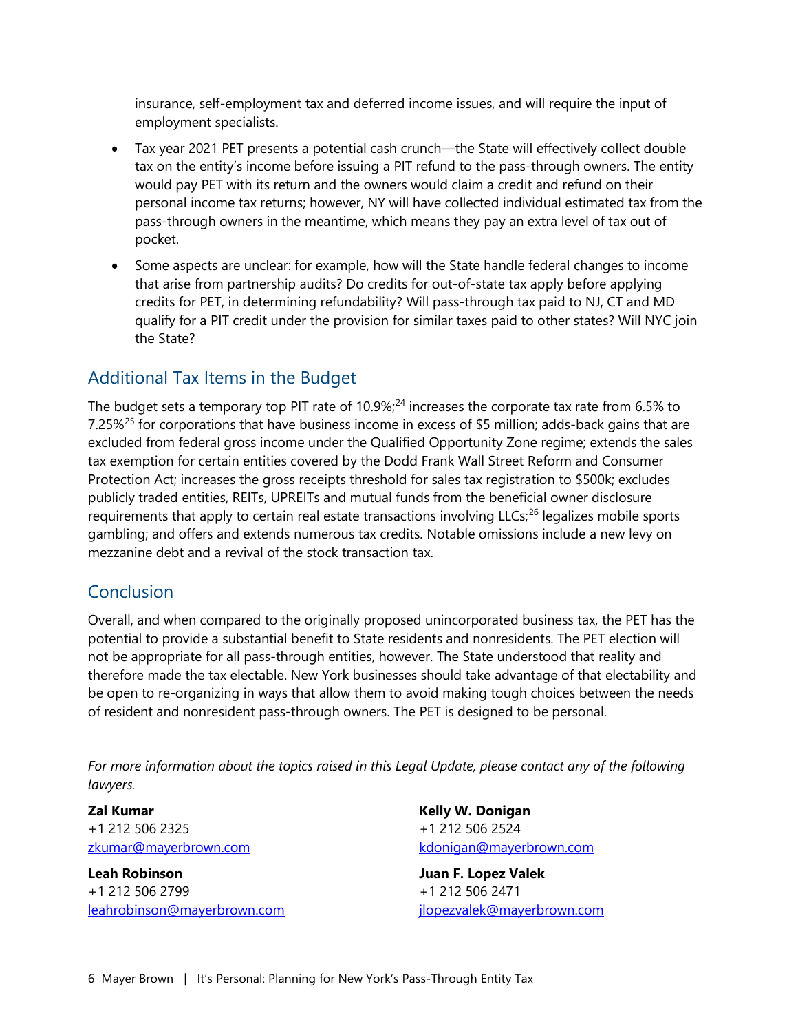insurance, self-employment tax and deferred income issues, and will require the input of employment specialists.

- Tax year 2021 PET presents a potential cash crunch—the State will effectively collect double tax on the entity's income before issuing a PIT refund to the pass-through owners. The entity would pay PET with its return and the owners would claim a credit and refund on their personal income tax returns; however, NY will have collected individual estimated tax from the pass-through owners in the meantime, which means they pay an extra level of tax out of pocket.
- Some aspects are unclear: for example, how will the State handle federal changes to income that arise from partnership audits? Do credits for out-of-state tax apply before applying credits for PET, in determining refundability? Will pass-through tax paid to NJ, CT and MD qualify for a PIT credit under the provision for similar taxes paid to other states? Will NYC join the State?

## Additional Tax Items in the Budget

The budget sets a temporary top PIT rate of 10.9%;[24] increases the corporate tax rate from 6.5% to 7.25%[25] for corporations that have business income in excess of $5 million; adds-back gains that are excluded from federal gross income under the Qualified Opportunity Zone regime; extends the sales tax exemption for certain entities covered by the Dodd Frank Wall Street Reform and Consumer Protection Act; increases the gross receipts threshold for sales tax registration to $500k; excludes publicly traded entities, REITs, UPREITs and mutual funds from the beneficial owner disclosure requirements that apply to certain real estate transactions involving LLCs;[26] legalizes mobile sports gambling; and offers and extends numerous tax credits. Notable omissions include a new levy on mezzanine debt and a revival of the stock transaction tax.

## Conclusion

Overall, and when compared to the originally proposed unincorporated business tax, the PET has the potential to provide a substantial benefit to State residents and nonresidents. The PET election will not be appropriate for all pass-through entities, however. The State understood that reality and therefore made the tax electable. New York businesses should take advantage of that electability and be open to re-organizing in ways that allow them to avoid making tough choices between the needs of resident and nonresident pass-through owners. The PET is designed to be personal.

*For more information about the topics raised in this Legal Update, please contact any of the following lawyers.*

**Zal Kumar**
+1 212 506 2325
zkumar@mayerbrown.com

**Leah Robinson**
+1 212 506 2799
leahrobinson@mayerbrown.com

**Kelly W. Donigan**
+1 212 506 2524
kdonigan@mayerbrown.com

**Juan F. Lopez Valek**
+1 212 506 2471
jlopezvalek@mayerbrown.com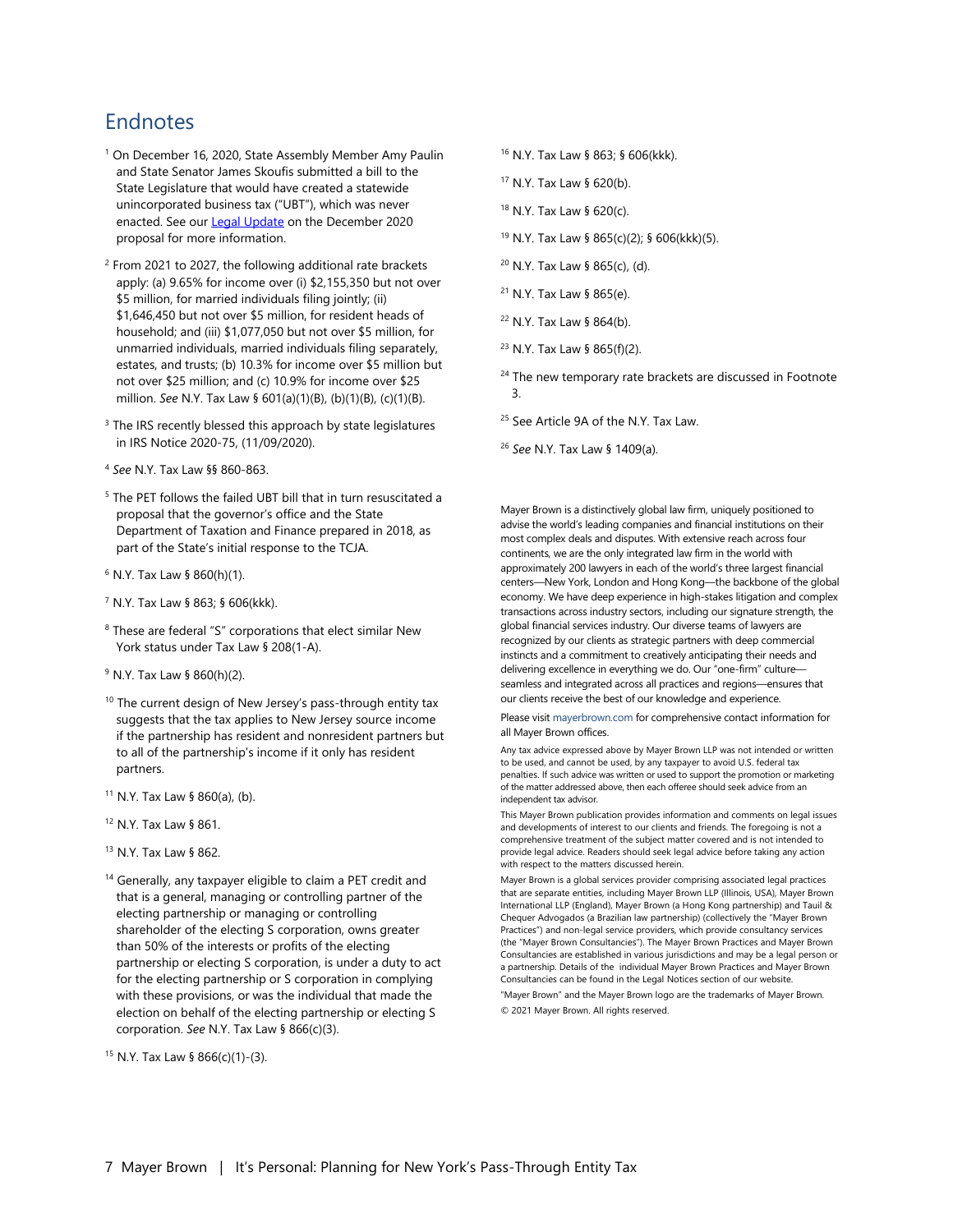## Endnotes

[1] On December 16, 2020, State Assembly Member Amy Paulin and State Senator James Skoufis submitted a bill to the State Legislature that would have created a statewide unincorporated business tax ("UBT"), which was never enacted. See our Legal Update on the December 2020 proposal for more information.

[2] From 2021 to 2027, the following additional rate brackets apply: (a) 9.65% for income over (i) $2,155,350 but not over $5 million, for married individuals filing jointly; (ii) $1,646,450 but not over $5 million, for resident heads of household; and (iii) $1,077,050 but not over $5 million, for unmarried individuals, married individuals filing separately, estates, and trusts; (b) 10.3% for income over $5 million but not over $25 million; and (c) 10.9% for income over $25 million. *See* N.Y. Tax Law § 601(a)(1)(B), (b)(1)(B), (c)(1)(B).

[3] The IRS recently blessed this approach by state legislatures in IRS Notice 2020-75, (11/09/2020).

[4] *See* N.Y. Tax Law §§ 860-863.

[5] The PET follows the failed UBT bill that in turn resuscitated a proposal that the governor's office and the State Department of Taxation and Finance prepared in 2018, as part of the State's initial response to the TCJA.

[6] N.Y. Tax Law § 860(h)(1).

[7] N.Y. Tax Law § 863; § 606(kkk).

[8] These are federal "S" corporations that elect similar New York status under Tax Law § 208(1-A).

[9] N.Y. Tax Law § 860(h)(2).

[10] The current design of New Jersey's pass-through entity tax suggests that the tax applies to New Jersey source income if the partnership has resident and nonresident partners but to all of the partnership's income if it only has resident partners.

[11] N.Y. Tax Law § 860(a), (b).

[12] N.Y. Tax Law § 861.

[13] N.Y. Tax Law § 862.

[14] Generally, any taxpayer eligible to claim a PET credit and that is a general, managing or controlling partner of the electing partnership or managing or controlling shareholder of the electing S corporation, owns greater than 50% of the interests or profits of the electing partnership or electing S corporation, is under a duty to act for the electing partnership or S corporation in complying with these provisions, or was the individual that made the election on behalf of the electing partnership or electing S corporation. *See* N.Y. Tax Law § 866(c)(3).

[15] N.Y. Tax Law § 866(c)(1)-(3).

[16] N.Y. Tax Law § 863; § 606(kkk).

[17] N.Y. Tax Law § 620(b).

[18] N.Y. Tax Law § 620(c).

[19] N.Y. Tax Law § 865(c)(2); § 606(kkk)(5).

[20] N.Y. Tax Law § 865(c), (d).

[21] N.Y. Tax Law § 865(e).

[22] N.Y. Tax Law § 864(b).

[23] N.Y. Tax Law § 865(f)(2).

[24] The new temporary rate brackets are discussed in Footnote 3.

[25] See Article 9A of the N.Y. Tax Law.

[26] *See* N.Y. Tax Law § 1409(a).

Mayer Brown is a distinctively global law firm, uniquely positioned to advise the world's leading companies and financial institutions on their most complex deals and disputes. With extensive reach across four continents, we are the only integrated law firm in the world with approximately 200 lawyers in each of the world's three largest financial centers—New York, London and Hong Kong—the backbone of the global economy. We have deep experience in high-stakes litigation and complex transactions across industry sectors, including our signature strength, the global financial services industry. Our diverse teams of lawyers are recognized by our clients as strategic partners with deep commercial instincts and a commitment to creatively anticipating their needs and delivering excellence in everything we do. Our "one-firm" culture—seamless and integrated across all practices and regions—ensures that our clients receive the best of our knowledge and experience.

Please visit mayerbrown.com for comprehensive contact information for all Mayer Brown offices.

Any tax advice expressed above by Mayer Brown LLP was not intended or written to be used, and cannot be used, by any taxpayer to avoid U.S. federal tax penalties. If such advice was written or used to support the promotion or marketing of the matter addressed above, then each offeree should seek advice from an independent tax advisor.

This Mayer Brown publication provides information and comments on legal issues and developments of interest to our clients and friends. The foregoing is not a comprehensive treatment of the subject matter covered and is not intended to provide legal advice. Readers should seek legal advice before taking any action with respect to the matters discussed herein.

Mayer Brown is a global services provider comprising associated legal practices that are separate entities, including Mayer Brown LLP (Illinois, USA), Mayer Brown International LLP (England), Mayer Brown (a Hong Kong partnership) and Tauil & Chequer Advogados (a Brazilian law partnership) (collectively the "Mayer Brown Practices") and non-legal service providers, which provide consultancy services (the "Mayer Brown Consultancies"). The Mayer Brown Practices and Mayer Brown Consultancies are established in various jurisdictions and may be a legal person or a partnership. Details of the individual Mayer Brown Practices and Mayer Brown Consultancies can be found in the Legal Notices section of our website.

"Mayer Brown" and the Mayer Brown logo are the trademarks of Mayer Brown.

© 2021 Mayer Brown. All rights reserved.